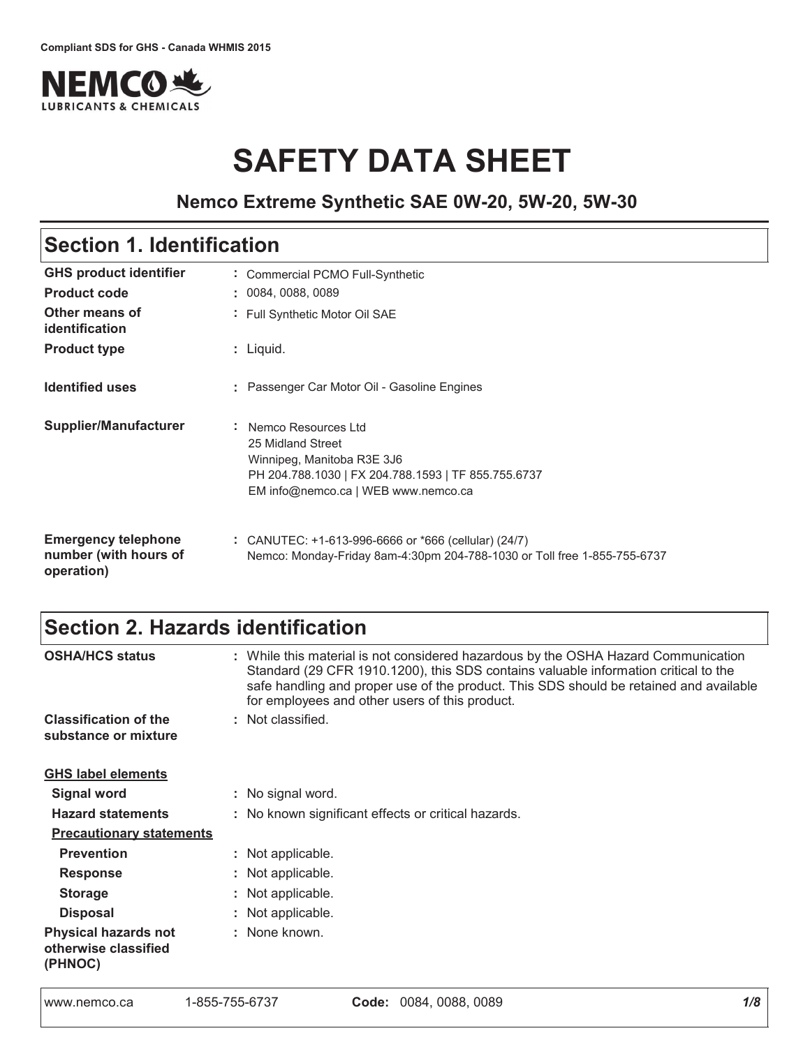Compliant SDS for GHS - Canada WHMIS 2015

NEMCO LUBRICANTS & CHEMICALS

# SAFETY DATA SHEET

**Nemco Extreme Synthetic SAE 0W-20, 5W-20, 5W-30**

## Section 1. Identification

| | |
|---|---|
| **GHS product identifier** | : Commercial PCMO Full-Synthetic |
| **Product code** | : 0084, 0088, 0089 |
| **Other means of identification** | : Full Synthetic Motor Oil SAE |
| **Product type** | : Liquid. |
| **Identified uses** | : Passenger Car Motor Oil - Gasoline Engines |
| **Supplier/Manufacturer** | : Nemco Resources Ltd<br>25 Midland Street<br>Winnipeg, Manitoba R3E 3J6<br>PH 204.788.1030 \| FX 204.788.1593 \| TF 855.755.6737<br>EM info@nemco.ca \| WEB www.nemco.ca |
| **Emergency telephone number (with hours of operation)** | : CANUTEC: +1-613-996-6666 or *666 (cellular) (24/7)<br>Nemco: Monday-Friday 8am-4:30pm 204-788-1030 or Toll free 1-855-755-6737 |

## Section 2. Hazards identification

| | |
|---|---|
| **OSHA/HCS status** | : While this material is not considered hazardous by the OSHA Hazard Communication Standard (29 CFR 1910.1200), this SDS contains valuable information critical to the safe handling and proper use of the product. This SDS should be retained and available for employees and other users of this product. |
| **Classification of the substance or mixture** | : Not classified. |

**GHS label elements**

| | |
|---|---|
| **Signal word** | : No signal word. |
| **Hazard statements** | : No known significant effects or critical hazards. |

**Precautionary statements**

| | |
|---|---|
| **Prevention** | : Not applicable. |
| **Response** | : Not applicable. |
| **Storage** | : Not applicable. |
| **Disposal** | : Not applicable. |
| **Physical hazards not otherwise classified (PHNOC)** | : None known. |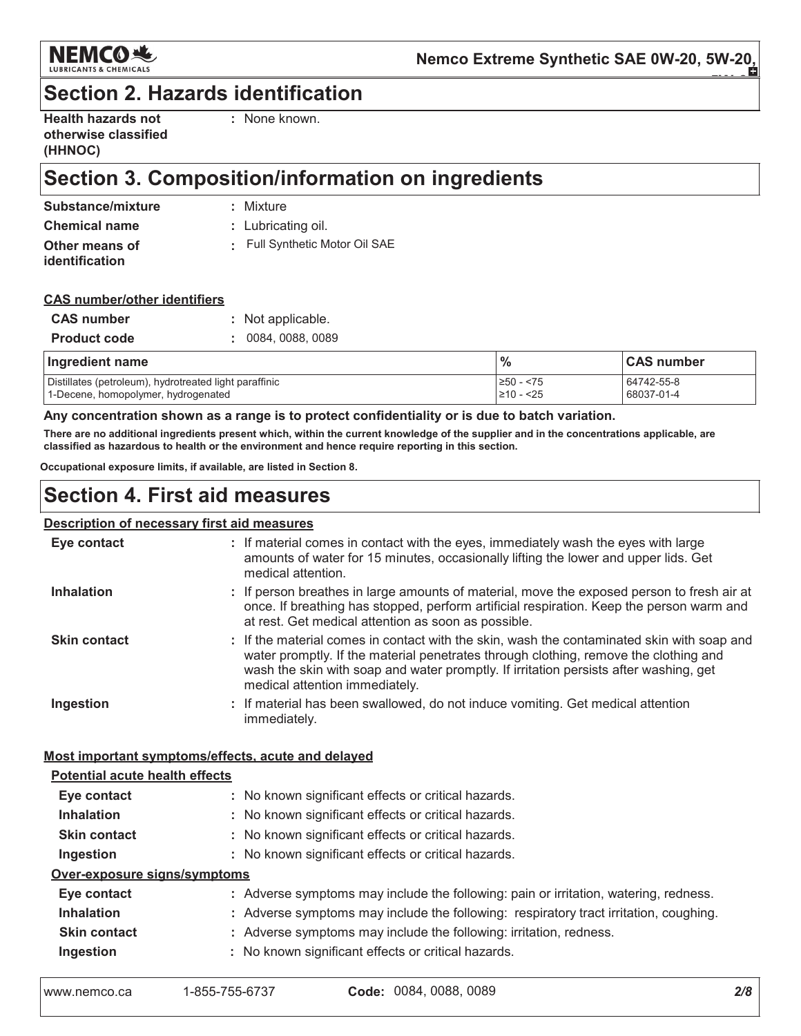## Section 2. Hazards identification

**Health hazards not otherwise classified (HHNOC)** : None known.

## Section 3. Composition/information on ingredients

**Substance/mixture** : Mixture

**Chemical name** : Lubricating oil.

**Other means of identification** : Full Synthetic Motor Oil SAE

**CAS number/other identifiers**

**CAS number** : Not applicable.

**Product code** : 0084, 0088, 0089

| Ingredient name | % | CAS number |
| --- | --- | --- |
| Distillates (petroleum), hydrotreated light paraffinic | ≥50 - <75 | 64742-55-8 |
| 1-Decene, homopolymer, hydrogenated | ≥10 - <25 | 68037-01-4 |

**Any concentration shown as a range is to protect confidentiality or is due to batch variation.**

**There are no additional ingredients present which, within the current knowledge of the supplier and in the concentrations applicable, are classified as hazardous to health or the environment and hence require reporting in this section.**

**Occupational exposure limits, if available, are listed in Section 8.**

## Section 4. First aid measures

**Description of necessary first aid measures**

**Eye contact** : If material comes in contact with the eyes, immediately wash the eyes with large amounts of water for 15 minutes, occasionally lifting the lower and upper lids. Get medical attention.

**Inhalation** : If person breathes in large amounts of material, move the exposed person to fresh air at once. If breathing has stopped, perform artificial respiration. Keep the person warm and at rest. Get medical attention as soon as possible.

**Skin contact** : If the material comes in contact with the skin, wash the contaminated skin with soap and water promptly. If the material penetrates through clothing, remove the clothing and wash the skin with soap and water promptly. If irritation persists after washing, get medical attention immediately.

**Ingestion** : If material has been swallowed, do not induce vomiting. Get medical attention immediately.

**Most important symptoms/effects, acute and delayed**

**Potential acute health effects**

**Eye contact** : No known significant effects or critical hazards.

**Inhalation** : No known significant effects or critical hazards.

**Skin contact** : No known significant effects or critical hazards.

**Ingestion** : No known significant effects or critical hazards.

**Over-exposure signs/symptoms**

**Eye contact** : Adverse symptoms may include the following: pain or irritation, watering, redness.

**Inhalation** : Adverse symptoms may include the following: respiratory tract irritation, coughing.

**Skin contact** : Adverse symptoms may include the following: irritation, redness.

**Ingestion** : No known significant effects or critical hazards.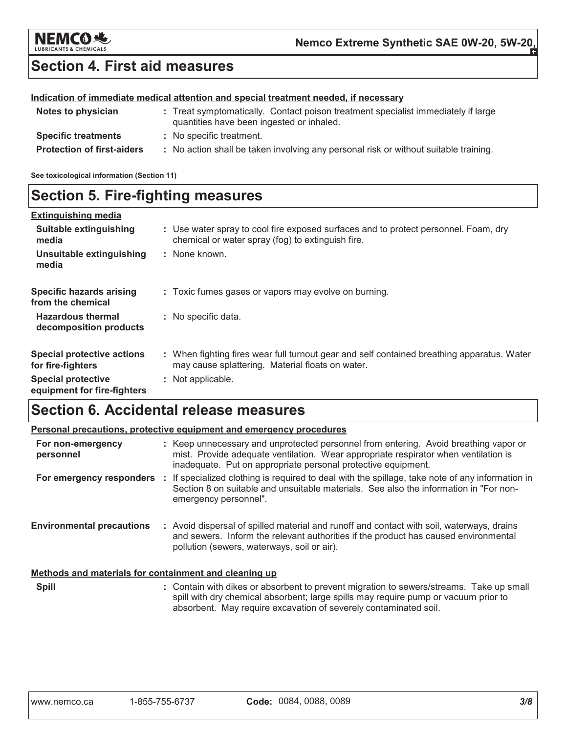## Section 4. First aid measures

**Indication of immediate medical attention and special treatment needed, if necessary**

| | |
|---|---|
| **Notes to physician** | : Treat symptomatically. Contact poison treatment specialist immediately if large quantities have been ingested or inhaled. |
| **Specific treatments** | : No specific treatment. |
| **Protection of first-aiders** | : No action shall be taken involving any personal risk or without suitable training. |

**See toxicological information (Section 11)**

## Section 5. Fire-fighting measures

**Extinguishing media**

| | |
|---|---|
| **Suitable extinguishing media** | : Use water spray to cool fire exposed surfaces and to protect personnel. Foam, dry chemical or water spray (fog) to extinguish fire. |
| **Unsuitable extinguishing media** | : None known. |
| **Specific hazards arising from the chemical** | : Toxic fumes gases or vapors may evolve on burning. |
| **Hazardous thermal decomposition products** | : No specific data. |
| **Special protective actions for fire-fighters** | : When fighting fires wear full turnout gear and self contained breathing apparatus. Water may cause splattering. Material floats on water. |
| **Special protective equipment for fire-fighters** | : Not applicable. |

## Section 6. Accidental release measures

**Personal precautions, protective equipment and emergency procedures**

| | |
|---|---|
| **For non-emergency personnel** | : Keep unnecessary and unprotected personnel from entering. Avoid breathing vapor or mist. Provide adequate ventilation. Wear appropriate respirator when ventilation is inadequate. Put on appropriate personal protective equipment. |
| **For emergency responders** | : If specialized clothing is required to deal with the spillage, take note of any information in Section 8 on suitable and unsuitable materials. See also the information in "For non-emergency personnel". |
| **Environmental precautions** | : Avoid dispersal of spilled material and runoff and contact with soil, waterways, drains and sewers. Inform the relevant authorities if the product has caused environmental pollution (sewers, waterways, soil or air). |

**Methods and materials for containment and cleaning up**

| | |
|---|---|
| **Spill** | : Contain with dikes or absorbent to prevent migration to sewers/streams. Take up small spill with dry chemical absorbent; large spills may require pump or vacuum prior to absorbent. May require excavation of severely contaminated soil. |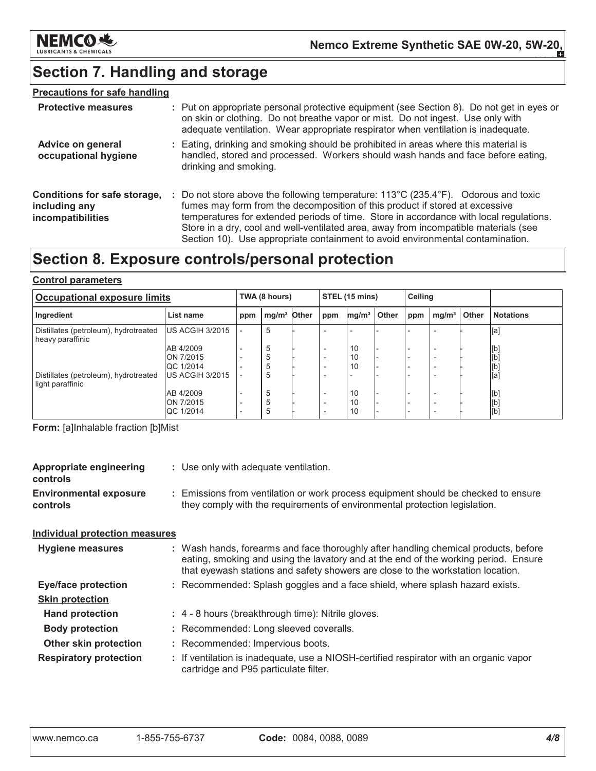## Section 7. Handling and storage

**Precautions for safe handling**

**Protective measures** : Put on appropriate personal protective equipment (see Section 8). Do not get in eyes or on skin or clothing. Do not breathe vapor or mist. Do not ingest. Use only with adequate ventilation. Wear appropriate respirator when ventilation is inadequate.

**Advice on general occupational hygiene** : Eating, drinking and smoking should be prohibited in areas where this material is handled, stored and processed. Workers should wash hands and face before eating, drinking and smoking.

**Conditions for safe storage, including any incompatibilities** : Do not store above the following temperature: 113°C (235.4°F). Odorous and toxic fumes may form from the decomposition of this product if stored at excessive temperatures for extended periods of time. Store in accordance with local regulations. Store in a dry, cool and well-ventilated area, away from incompatible materials (see Section 10). Use appropriate containment to avoid environmental contamination.

## Section 8. Exposure controls/personal protection

**Control parameters**

| Occupational exposure limits | | TWA (8 hours) | | | STEL (15 mins) | | | Ceiling | | | |
|---|---|---|---|---|---|---|---|---|---|---|---|
| Ingredient | List name | ppm | mg/m³ | Other | ppm | mg/m³ | Other | ppm | mg/m³ | Other | Notations |
| Distillates (petroleum), hydrotreated heavy paraffinic | US ACGIH 3/2015 | - | 5 | - | - | - | - | - | - | - | [a] |
| | AB 4/2009 | - | 5 | - | - | 10 | - | - | - | - | [b] |
| | ON 7/2015 | - | 5 | - | - | 10 | - | - | - | - | [b] |
| | QC 1/2014 | - | 5 | - | - | 10 | - | - | - | - | [b] |
| Distillates (petroleum), hydrotreated light paraffinic | US ACGIH 3/2015 | - | 5 | - | - | - | - | - | - | - | [a] |
| | AB 4/2009 | - | 5 | - | - | 10 | - | - | - | - | [b] |
| | ON 7/2015 | - | 5 | - | - | 10 | - | - | - | - | [b] |
| | QC 1/2014 | - | 5 | - | - | 10 | - | - | - | - | [b] |

**Form:** [a]Inhalable fraction [b]Mist

**Appropriate engineering controls** : Use only with adequate ventilation.

**Environmental exposure controls** : Emissions from ventilation or work process equipment should be checked to ensure they comply with the requirements of environmental protection legislation.

**Individual protection measures**

**Hygiene measures** : Wash hands, forearms and face thoroughly after handling chemical products, before eating, smoking and using the lavatory and at the end of the working period. Ensure that eyewash stations and safety showers are close to the workstation location.

**Eye/face protection** : Recommended: Splash goggles and a face shield, where splash hazard exists.

**Skin protection**

**Hand protection** : 4 - 8 hours (breakthrough time): Nitrile gloves.

**Body protection** : Recommended: Long sleeved coveralls.

**Other skin protection** : Recommended: Impervious boots.

**Respiratory protection** : If ventilation is inadequate, use a NIOSH-certified respirator with an organic vapor cartridge and P95 particulate filter.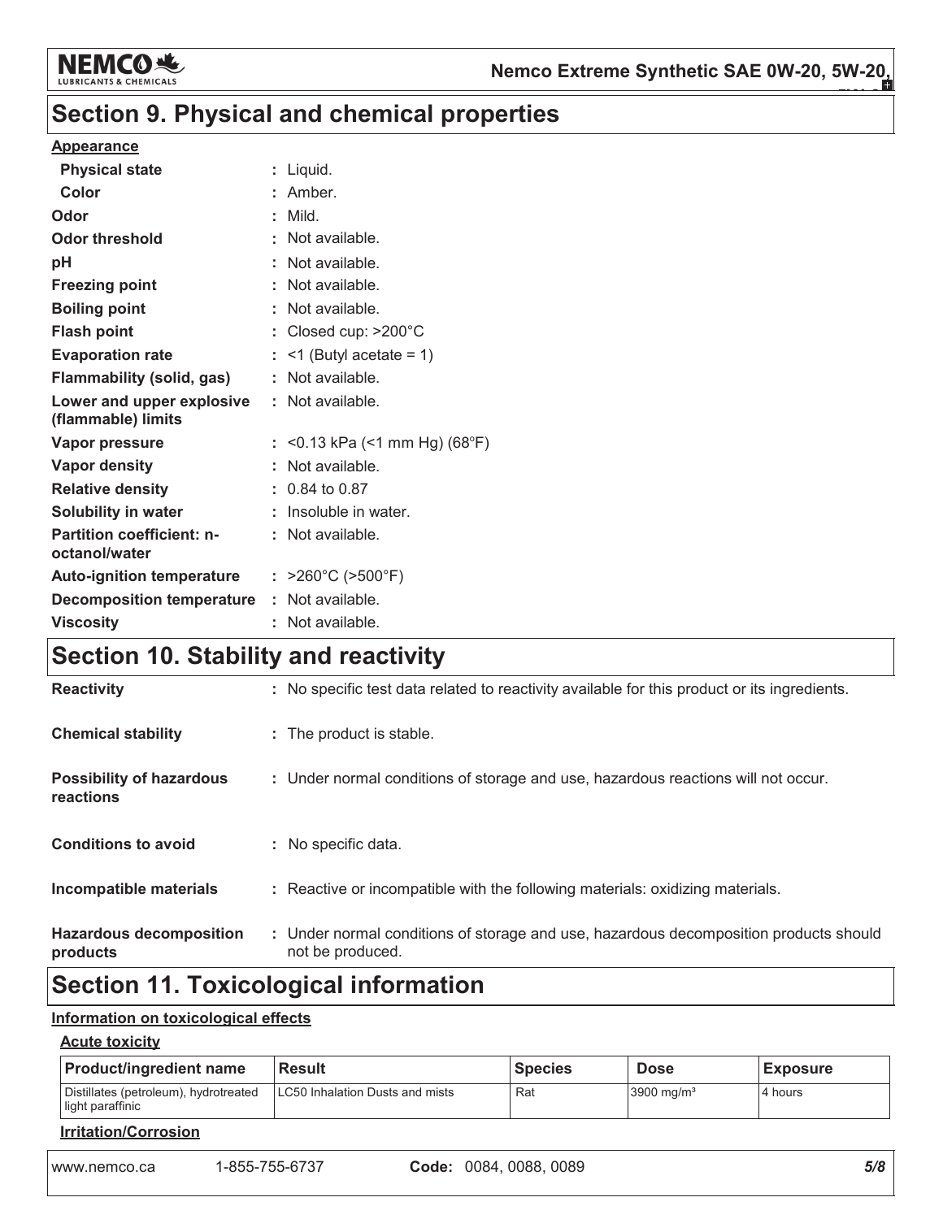# Section 9. Physical and chemical properties

**Appearance**

| | |
|---|---|
| **Physical state** | : Liquid. |
| **Color** | : Amber. |
| **Odor** | : Mild. |
| **Odor threshold** | : Not available. |
| **pH** | : Not available. |
| **Freezing point** | : Not available. |
| **Boiling point** | : Not available. |
| **Flash point** | : Closed cup: >200°C |
| **Evaporation rate** | : <1 (Butyl acetate = 1) |
| **Flammability (solid, gas)** | : Not available. |
| **Lower and upper explosive (flammable) limits** | : Not available. |
| **Vapor pressure** | : <0.13 kPa (<1 mm Hg) (68°F) |
| **Vapor density** | : Not available. |
| **Relative density** | : 0.84 to 0.87 |
| **Solubility in water** | : Insoluble in water. |
| **Partition coefficient: n-octanol/water** | : Not available. |
| **Auto-ignition temperature** | : >260°C (>500°F) |
| **Decomposition temperature** | : Not available. |
| **Viscosity** | : Not available. |

# Section 10. Stability and reactivity

| | |
|---|---|
| **Reactivity** | : No specific test data related to reactivity available for this product or its ingredients. |
| **Chemical stability** | : The product is stable. |
| **Possibility of hazardous reactions** | : Under normal conditions of storage and use, hazardous reactions will not occur. |
| **Conditions to avoid** | : No specific data. |
| **Incompatible materials** | : Reactive or incompatible with the following materials: oxidizing materials. |
| **Hazardous decomposition products** | : Under normal conditions of storage and use, hazardous decomposition products should not be produced. |

# Section 11. Toxicological information

**Information on toxicological effects**

**Acute toxicity**

| Product/ingredient name | Result | Species | Dose | Exposure |
|---|---|---|---|---|
| Distillates (petroleum), hydrotreated light paraffinic | LC50 Inhalation Dusts and mists | Rat | 3900 mg/m³ | 4 hours |

**Irritation/Corrosion**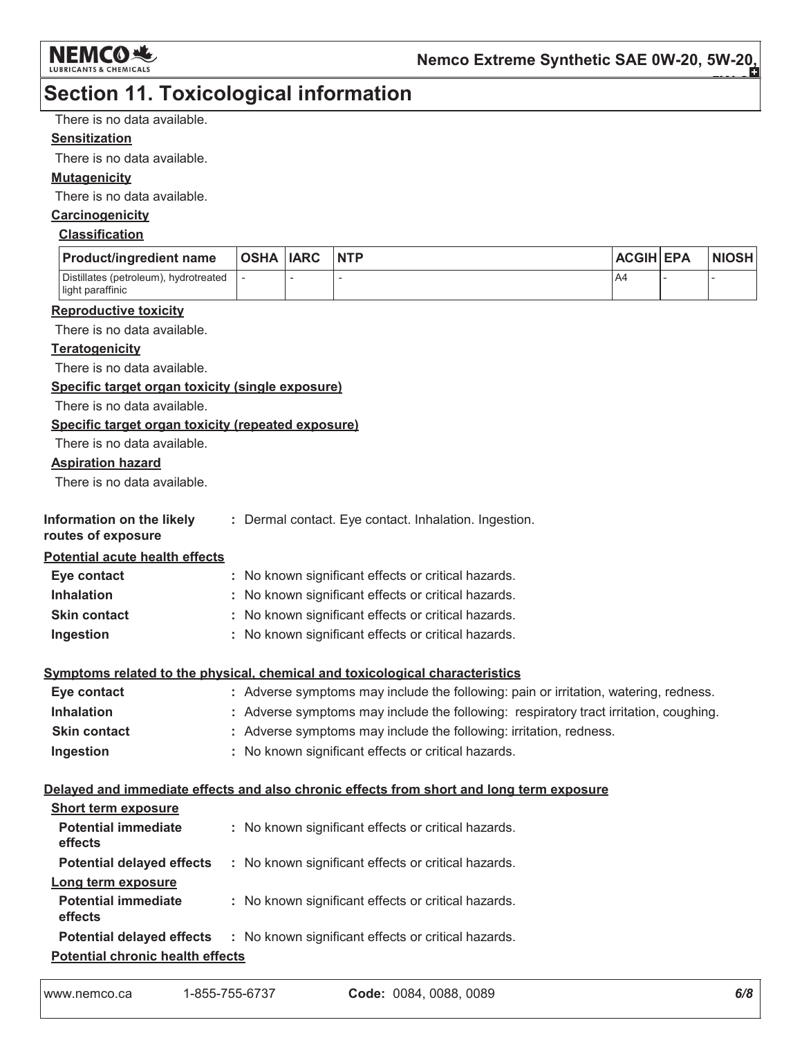## Section 11. Toxicological information

There is no data available.

**Sensitization**

There is no data available.

**Mutagenicity**

There is no data available.

**Carcinogenicity**

**Classification**

| Product/ingredient name | OSHA | IARC | NTP | ACGIH | EPA | NIOSH |
|---|---|---|---|---|---|---|
| Distillates (petroleum), hydrotreated light paraffinic | - | - | - | A4 | - | - |

**Reproductive toxicity**

There is no data available.

**Teratogenicity**

There is no data available.

**Specific target organ toxicity (single exposure)**

There is no data available.

**Specific target organ toxicity (repeated exposure)**

There is no data available.

**Aspiration hazard**

There is no data available.

**Information on the likely routes of exposure** : Dermal contact. Eye contact. Inhalation. Ingestion.

**Potential acute health effects**

**Eye contact** : No known significant effects or critical hazards.

**Inhalation** : No known significant effects or critical hazards.

**Skin contact** : No known significant effects or critical hazards.

**Ingestion** : No known significant effects or critical hazards.

**Symptoms related to the physical, chemical and toxicological characteristics**

**Eye contact** : Adverse symptoms may include the following: pain or irritation, watering, redness.

**Inhalation** : Adverse symptoms may include the following: respiratory tract irritation, coughing.

**Skin contact** : Adverse symptoms may include the following: irritation, redness.

**Ingestion** : No known significant effects or critical hazards.

**Delayed and immediate effects and also chronic effects from short and long term exposure**

**Short term exposure**

**Potential immediate effects** : No known significant effects or critical hazards.

**Potential delayed effects** : No known significant effects or critical hazards.

**Long term exposure**

**Potential immediate effects** : No known significant effects or critical hazards.

**Potential delayed effects** : No known significant effects or critical hazards.

**Potential chronic health effects**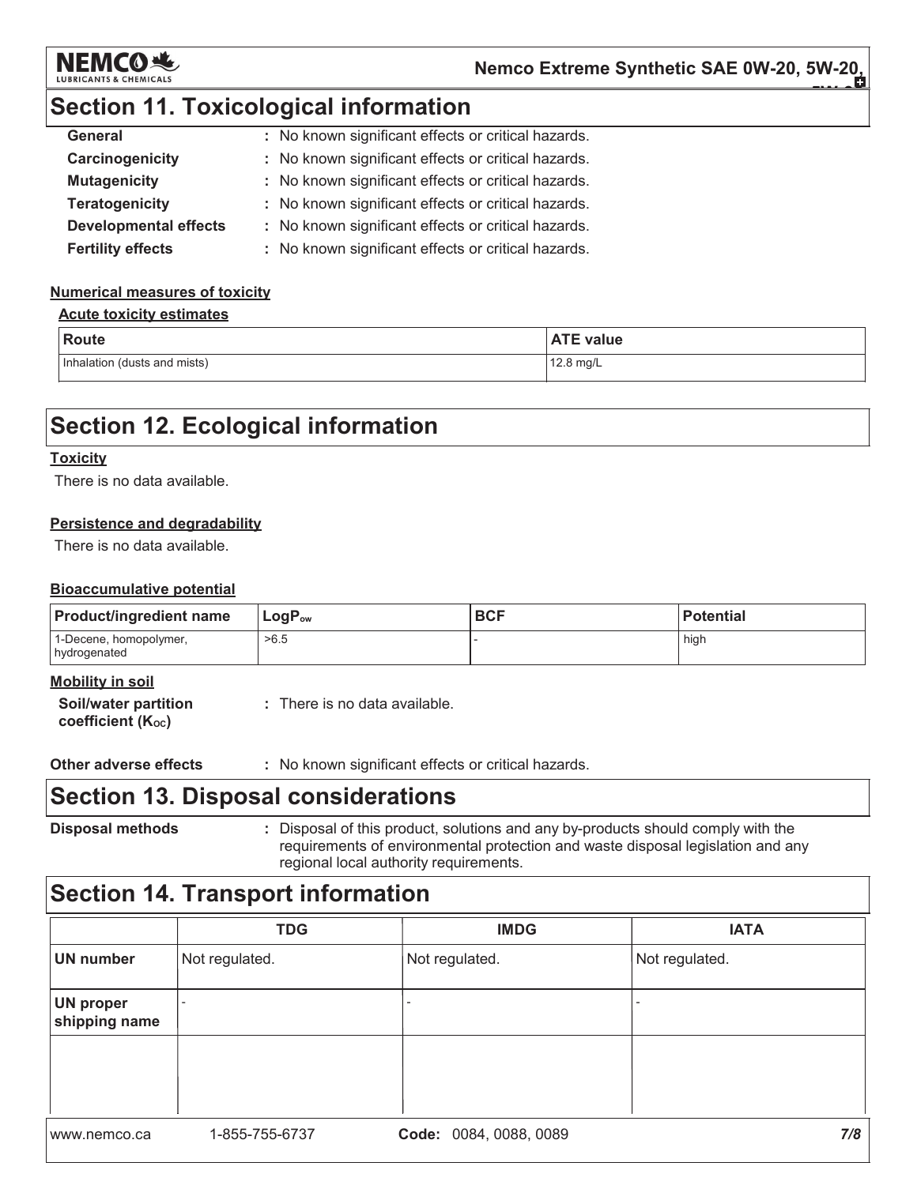## Section 11. Toxicological information

**General** : No known significant effects or critical hazards.

**Carcinogenicity** : No known significant effects or critical hazards.

**Mutagenicity** : No known significant effects or critical hazards.

**Teratogenicity** : No known significant effects or critical hazards.

**Developmental effects** : No known significant effects or critical hazards.

**Fertility effects** : No known significant effects or critical hazards.

**Numerical measures of toxicity**

**Acute toxicity estimates**

| Route | ATE value |
| --- | --- |
| Inhalation (dusts and mists) | 12.8 mg/L |

## Section 12. Ecological information

**Toxicity**

There is no data available.

**Persistence and degradability**

There is no data available.

**Bioaccumulative potential**

| Product/ingredient name | $LogP_{ow}$ | BCF | Potential |
| --- | --- | --- | --- |
| 1-Decene, homopolymer, hydrogenated | >6.5 | - | high |

**Mobility in soil**

**Soil/water partition coefficient ($K_{OC}$)** : There is no data available.

**Other adverse effects** : No known significant effects or critical hazards.

## Section 13. Disposal considerations

**Disposal methods** : Disposal of this product, solutions and any by-products should comply with the requirements of environmental protection and waste disposal legislation and any regional local authority requirements.

## Section 14. Transport information

| | TDG | IMDG | IATA |
| --- | --- | --- | --- |
| UN number | Not regulated. | Not regulated. | Not regulated. |
| UN proper shipping name | - | - | - |
| | | | |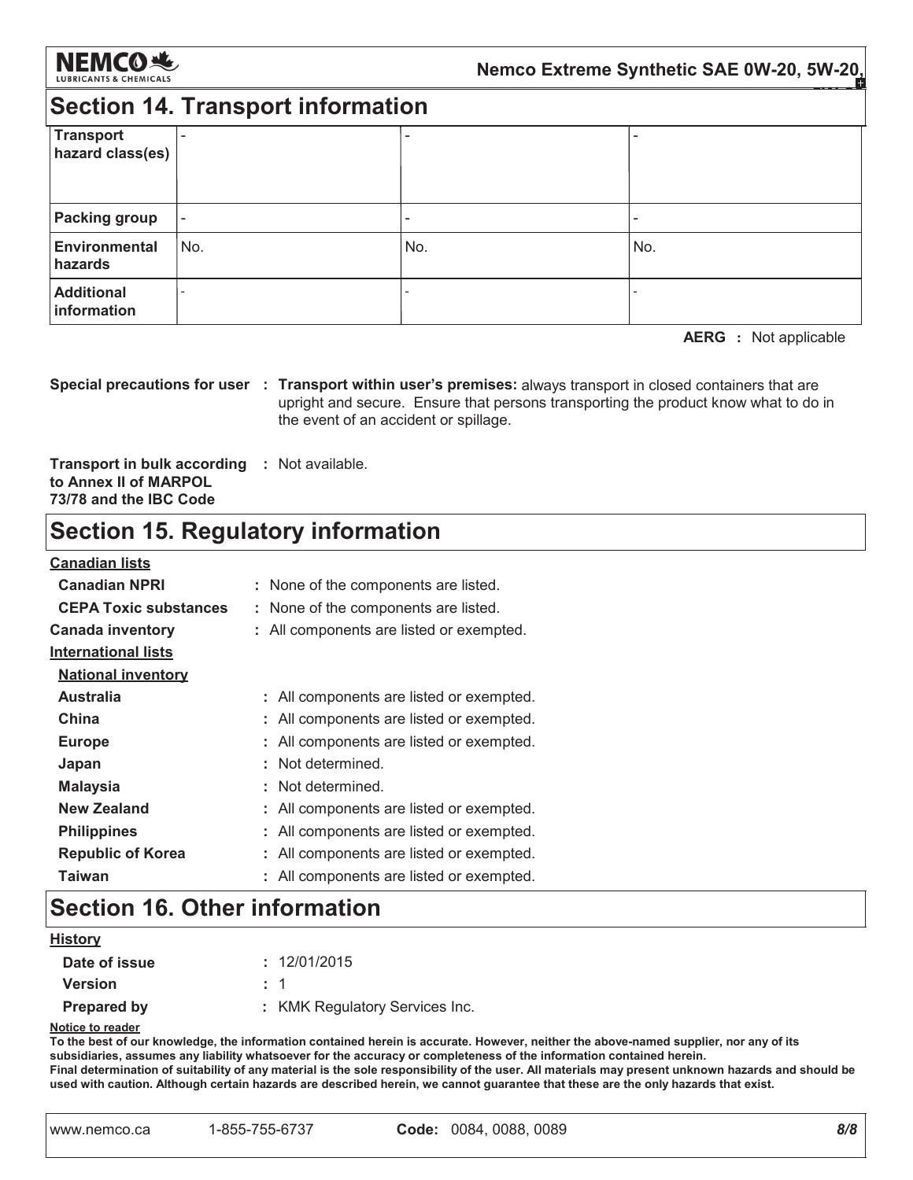## Section 14. Transport information

| | | | |
|---|---|---|---|
| **Transport hazard class(es)** | - | - | - |
| **Packing group** | - | - | - |
| **Environmental hazards** | No. | No. | No. |
| **Additional information** | - | - | - |

**AERG :** Not applicable

**Special precautions for user :** **Transport within user's premises:** always transport in closed containers that are upright and secure. Ensure that persons transporting the product know what to do in the event of an accident or spillage.

**Transport in bulk according to Annex II of MARPOL 73/78 and the IBC Code :** Not available.

## Section 15. Regulatory information

**Canadian lists**

- **Canadian NPRI** : None of the components are listed.
- **CEPA Toxic substances** : None of the components are listed.

**Canada inventory** : All components are listed or exempted.

**International lists**

**National inventory**

- **Australia** : All components are listed or exempted.
- **China** : All components are listed or exempted.
- **Europe** : All components are listed or exempted.
- **Japan** : Not determined.
- **Malaysia** : Not determined.
- **New Zealand** : All components are listed or exempted.
- **Philippines** : All components are listed or exempted.
- **Republic of Korea** : All components are listed or exempted.
- **Taiwan** : All components are listed or exempted.

## Section 16. Other information

**History**

- **Date of issue** : 12/01/2015
- **Version** : 1
- **Prepared by** : KMK Regulatory Services Inc.

**Notice to reader**

**To the best of our knowledge, the information contained herein is accurate. However, neither the above-named supplier, nor any of its subsidiaries, assumes any liability whatsoever for the accuracy or completeness of the information contained herein. Final determination of suitability of any material is the sole responsibility of the user. All materials may present unknown hazards and should be used with caution. Although certain hazards are described herein, we cannot guarantee that these are the only hazards that exist.**